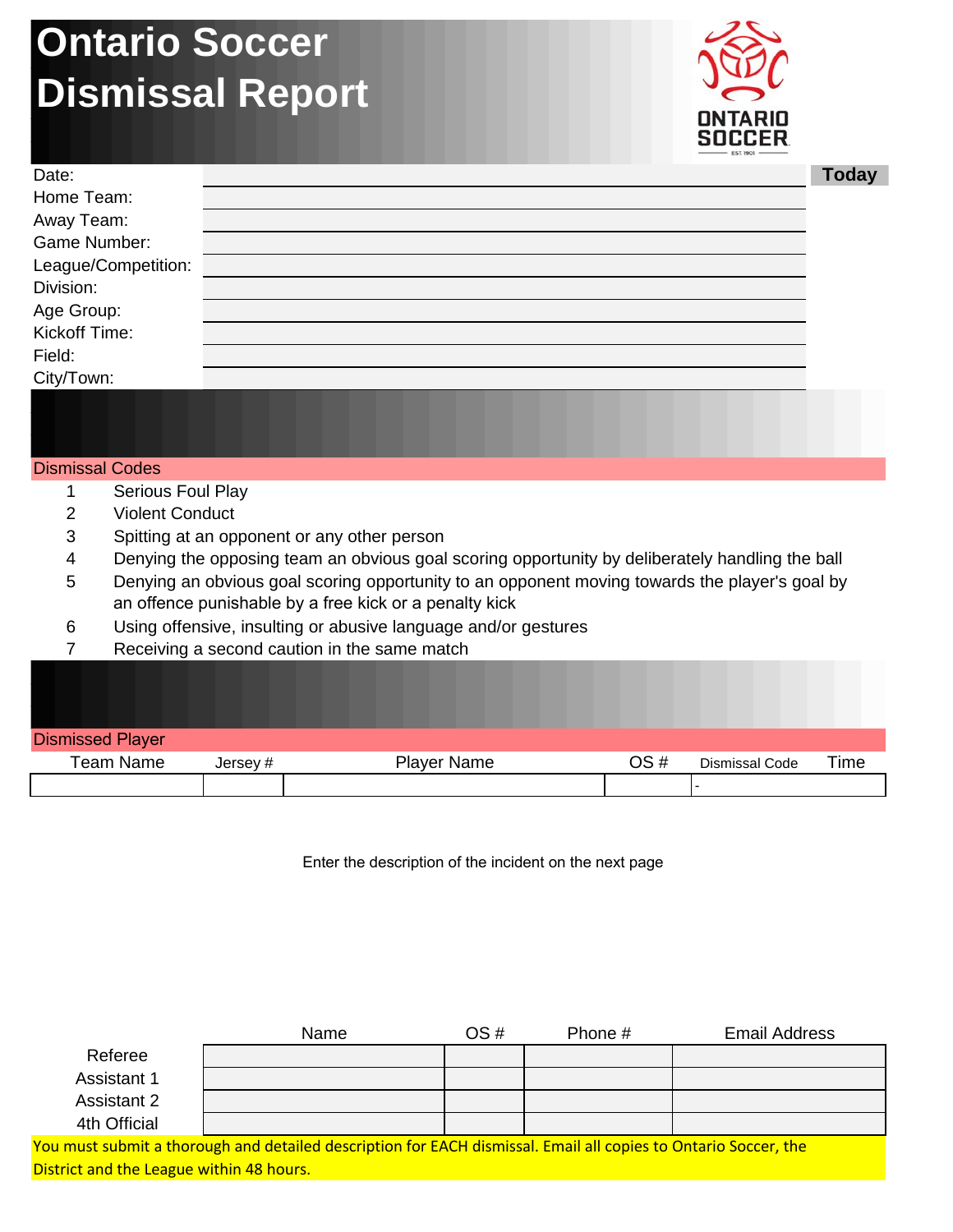# Ontario Soccer Dismissal Report

| | | |
|---|---|---|
| Date: | | **Today** |
| Home Team: | | |
| Away Team: | | |
| Game Number: | | |
| League/Competition: | | |
| Division: | | |
| Age Group: | | |
| Kickoff Time: | | |
| Field: | | |
| City/Town: | | |

## Dismissal Codes

1. Serious Foul Play
2. Violent Conduct
3. Spitting at an opponent or any other person
4. Denying the opposing team an obvious goal scoring opportunity by deliberately handling the ball
5. Denying an obvious goal scoring opportunity to an opponent moving towards the player's goal by an offence punishable by a free kick or a penalty kick
6. Using offensive, insulting or abusive language and/or gestures
7. Receiving a second caution in the same match

## Dismissed Player

| Team Name | Jersey # | Player Name | OS # | Dismissal Code | Time |
|---|---|---|---|---|---|
| | | | | - | |

Enter the description of the incident on the next page

| | Name | OS # | Phone # | Email Address |
|---|---|---|---|---|
| Referee | | | | |
| Assistant 1 | | | | |
| Assistant 2 | | | | |
| 4th Official | | | | |

You must submit a thorough and detailed description for EACH dismissal. Email all copies to Ontario Soccer, the District and the League within 48 hours.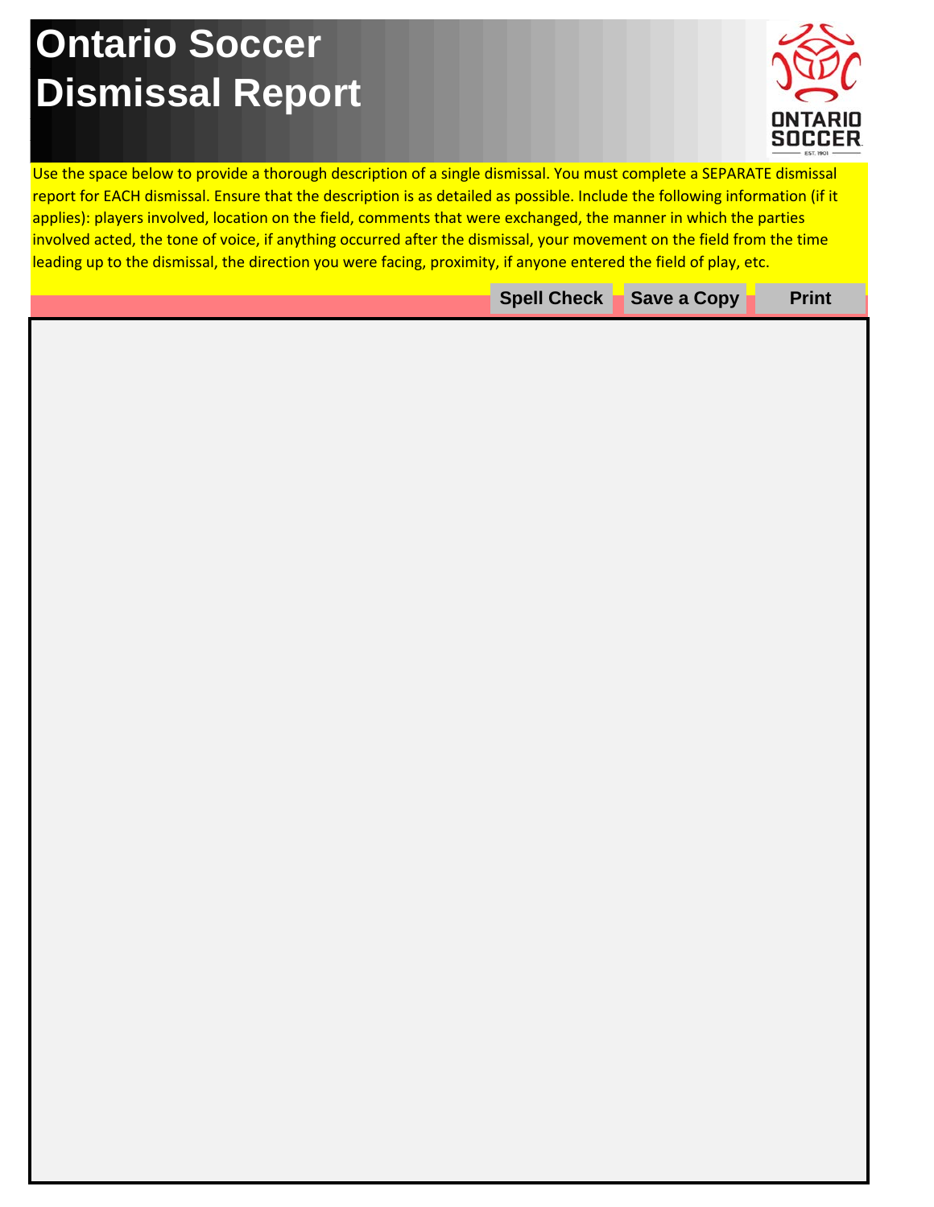# Ontario Soccer Dismissal Report

Use the space below to provide a thorough description of a single dismissal. You must complete a SEPARATE dismissal report for EACH dismissal. Ensure that the description is as detailed as possible. Include the following information (if it applies): players involved, location on the field, comments that were exchanged, the manner in which the parties involved acted, the tone of voice, if anything occurred after the dismissal, your movement on the field from the time leading up to the dismissal, the direction you were facing, proximity, if anyone entered the field of play, etc.

Spell Check | Save a Copy | Print